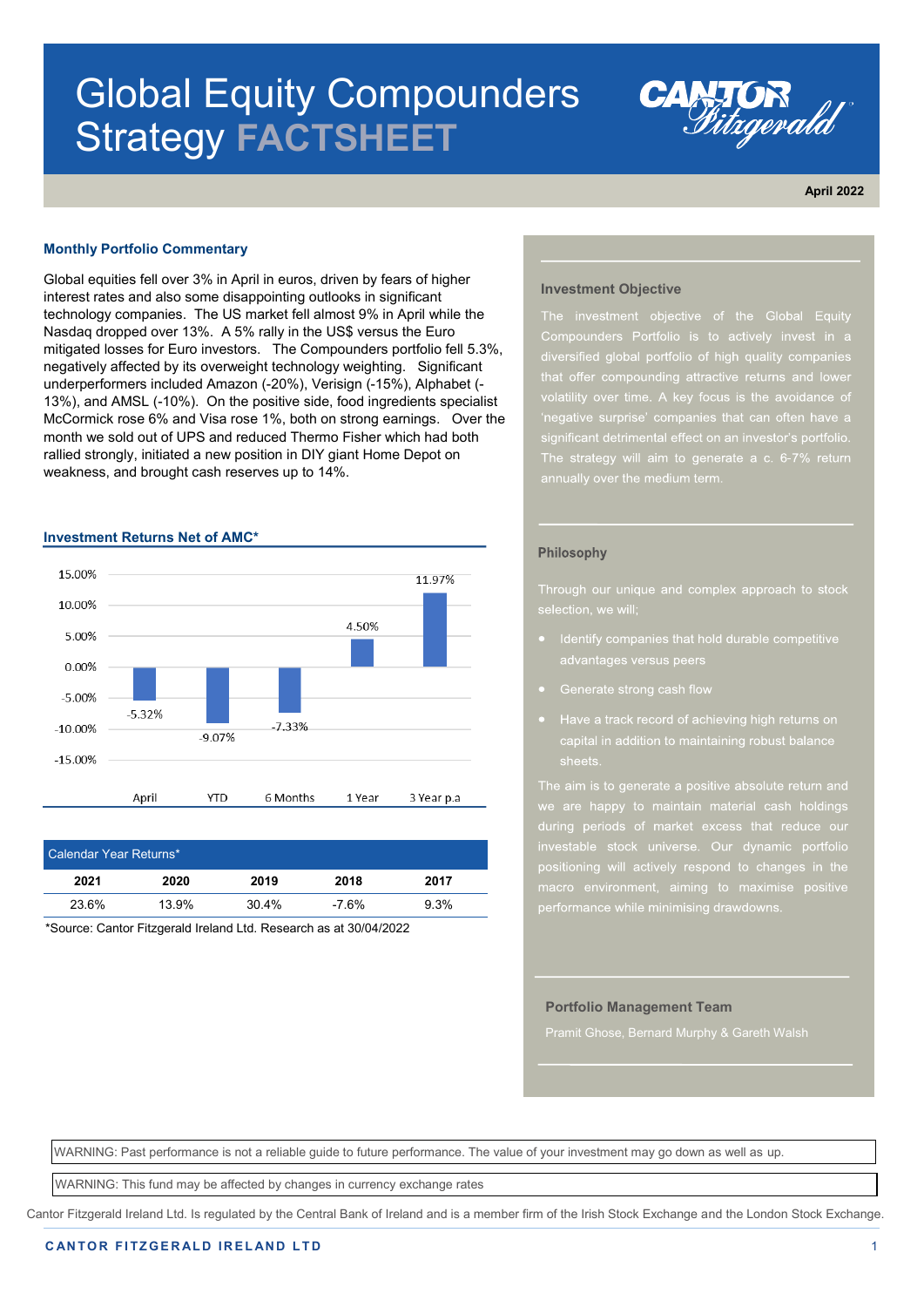# Global Equity Compounders Strategy FACTSHEET

April 2022

## Monthly Portfolio Commentary

Global equities fell over 3% in April in euros, driven by fears of higher interest rates and also some disappointing outlooks in significant technology companies. The US market fell almost 9% in April while the Nasdaq dropped over 13%. A 5% rally in the US$ versus the Euro mitigated losses for Euro investors. The Compounders portfolio fell 5.3%, negatively affected by its overweight technology weighting. Significant underperformers included Amazon (-20%), Verisign (-15%), Alphabet (-13%), and AMSL (-10%). On the positive side, food ingredients specialist McCormick rose 6% and Visa rose 1%, both on strong earnings. Over the month we sold out of UPS and reduced Thermo Fisher which had both rallied strongly, initiated a new position in DIY giant Home Depot on weakness, and brought cash reserves up to 14%.

## Investment Returns Net of AMC*

| Period | Return |
|---|---|
| April | -5.32% |
| YTD | -9.07% |
| 6 Months | -7.33% |
| 1 Year | 4.50% |
| 3 Year p.a | 11.97% |

| Calendar Year Returns* | | | | |
|---|---|---|---|---|
| 2021 | 2020 | 2019 | 2018 | 2017 |
| 23.6% | 13.9% | 30.4% | -7.6% | 9.3% |

*Source: Cantor Fitzgerald Ireland Ltd. Research as at 30/04/2022

## Investment Objective

The investment objective of the Global Equity Compounders Portfolio is to actively invest in a diversified global portfolio of high quality companies that offer compounding attractive returns and lower volatility over time. A key focus is the avoidance of 'negative surprise' companies that can often have a significant detrimental effect on an investor's portfolio. The strategy will aim to generate a c. 6-7% return annually over the medium term.

## Philosophy

Through our unique and complex approach to stock selection, we will;

- Identify companies that hold durable competitive advantages versus peers
- Generate strong cash flow
- Have a track record of achieving high returns on capital in addition to maintaining robust balance sheets.

The aim is to generate a positive absolute return and we are happy to maintain material cash holdings during periods of market excess that reduce our investable stock universe. Our dynamic portfolio positioning will actively respond to changes in the macro environment, aiming to maximise positive performance while minimising drawdowns.

## Portfolio Management Team

Pramit Ghose, Bernard Murphy & Gareth Walsh

WARNING: Past performance is not a reliable guide to future performance. The value of your investment may go down as well as up.

WARNING: This fund may be affected by changes in currency exchange rates

Cantor Fitzgerald Ireland Ltd. Is regulated by the Central Bank of Ireland and is a member firm of the Irish Stock Exchange and the London Stock Exchange.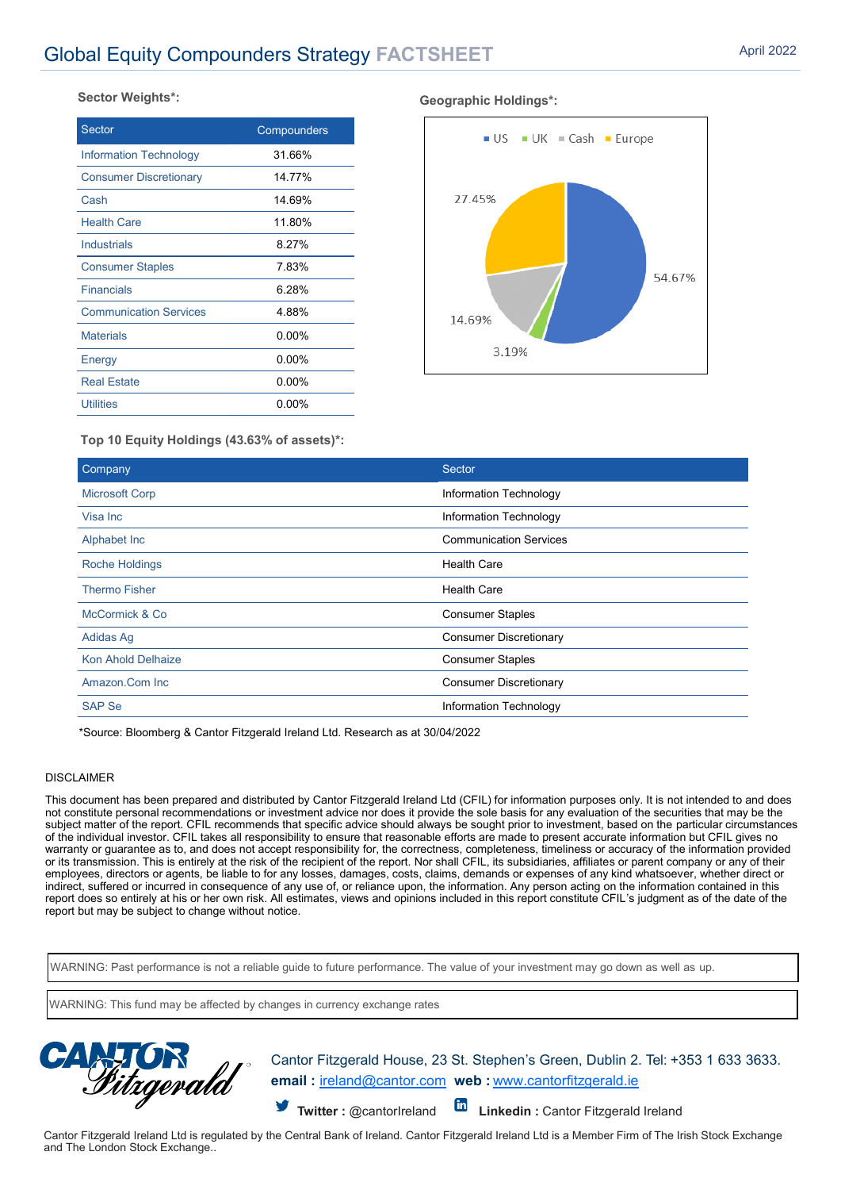# Global Equity Compounders Strategy **FACTSHEET**

April 2022

### Sector Weights*:

| Sector | Compounders |
|---|---|
| Information Technology | 31.66% |
| Consumer Discretionary | 14.77% |
| Cash | 14.69% |
| Health Care | 11.80% |
| Industrials | 8.27% |
| Consumer Staples | 7.83% |
| Financials | 6.28% |
| Communication Services | 4.88% |
| Materials | 0.00% |
| Energy | 0.00% |
| Real Estate | 0.00% |
| Utilities | 0.00% |

### Geographic Holdings*:

US
UK
Cash
Europe

54.67%
3.19%
14.69%
27.45%

### Top 10 Equity Holdings (43.63% of assets)*:

| Company | Sector |
|---|---|
| Microsoft Corp | Information Technology |
| Visa Inc | Information Technology |
| Alphabet Inc | Communication Services |
| Roche Holdings | Health Care |
| Thermo Fisher | Health Care |
| McCormick & Co | Consumer Staples |
| Adidas Ag | Consumer Discretionary |
| Kon Ahold Delhaize | Consumer Staples |
| Amazon.Com Inc | Consumer Discretionary |
| SAP Se | Information Technology |

*Source: Bloomberg & Cantor Fitzgerald Ireland Ltd. Research as at 30/04/2022

DISCLAIMER

This document has been prepared and distributed by Cantor Fitzgerald Ireland Ltd (CFIL) for information purposes only. It is not intended to and does not constitute personal recommendations or investment advice nor does it provide the sole basis for any evaluation of the securities that may be the subject matter of the report. CFIL recommends that specific advice should always be sought prior to investment, based on the particular circumstances of the individual investor. CFIL takes all responsibility to ensure that reasonable efforts are made to present accurate information but CFIL gives no warranty or guarantee as to, and does not accept responsibility for, the correctness, completeness, timeliness or accuracy of the information provided or its transmission. This is entirely at the risk of the recipient of the report. Nor shall CFIL, its subsidiaries, affiliates or parent company or any of their employees, directors or agents, be liable to for any losses, damages, costs, claims, demands or expenses of any kind whatsoever, whether direct or indirect, suffered or incurred in consequence of any use of, or reliance upon, the information. Any person acting on the information contained in this report does so entirely at his or her own risk. All estimates, views and opinions included in this report constitute CFIL's judgment as of the date of the report but may be subject to change without notice.

WARNING: Past performance is not a reliable guide to future performance. The value of your investment may go down as well as up.

WARNING: This fund may be affected by changes in currency exchange rates

Cantor Fitzgerald House, 23 St. Stephen's Green, Dublin 2. Tel: +353 1 633 3633.
**email :** ireland@cantor.com **web :** www.cantorfitzgerald.ie
**Twitter :** @cantorIreland **Linkedin :** Cantor Fitzgerald Ireland

Cantor Fitzgerald Ireland Ltd is regulated by the Central Bank of Ireland. Cantor Fitzgerald Ireland Ltd is a Member Firm of The Irish Stock Exchange and The London Stock Exchange..